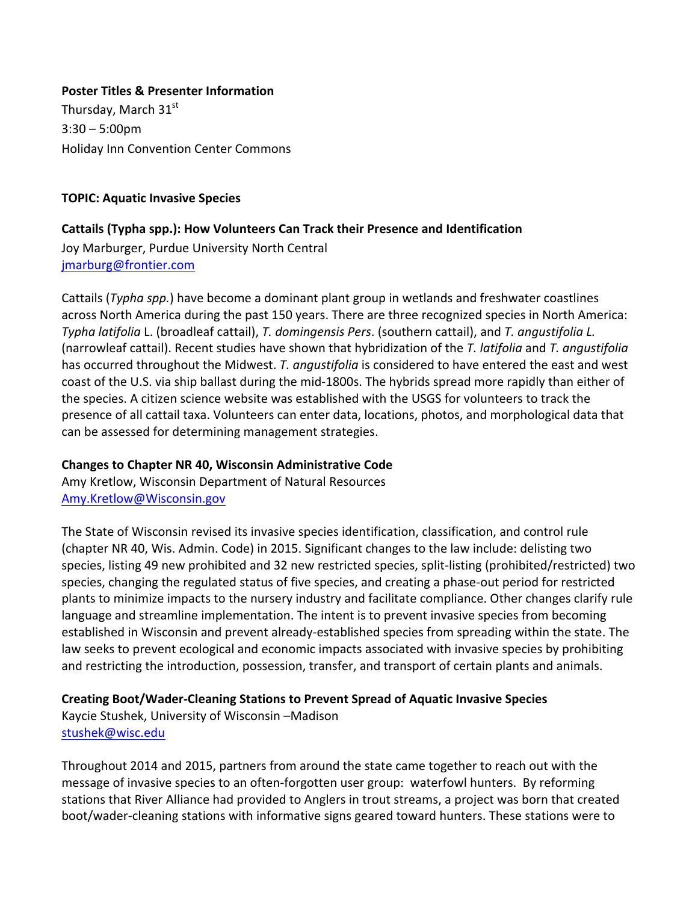**Poster Titles & Presenter Information**

Thursday, March 31st

3:30 – 5:00pm

Holiday Inn Convention Center Commons

**TOPIC: Aquatic Invasive Species**

**Cattails (Typha spp.): How Volunteers Can Track their Presence and Identification**

Joy Marburger, Purdue University North Central

jmarburg@frontier.com

Cattails (*Typha spp.*) have become a dominant plant group in wetlands and freshwater coastlines across North America during the past 150 years. There are three recognized species in North America: *Typha latifolia* L. (broadleaf cattail), *T. domingensis Pers*. (southern cattail), and *T. angustifolia L.* (narrowleaf cattail). Recent studies have shown that hybridization of the *T. latifolia* and *T. angustifolia* has occurred throughout the Midwest. *T. angustifolia* is considered to have entered the east and west coast of the U.S. via ship ballast during the mid-1800s. The hybrids spread more rapidly than either of the species. A citizen science website was established with the USGS for volunteers to track the presence of all cattail taxa. Volunteers can enter data, locations, photos, and morphological data that can be assessed for determining management strategies.

**Changes to Chapter NR 40, Wisconsin Administrative Code**

Amy Kretlow, Wisconsin Department of Natural Resources

Amy.Kretlow@Wisconsin.gov

The State of Wisconsin revised its invasive species identification, classification, and control rule (chapter NR 40, Wis. Admin. Code) in 2015. Significant changes to the law include: delisting two species, listing 49 new prohibited and 32 new restricted species, split-listing (prohibited/restricted) two species, changing the regulated status of five species, and creating a phase-out period for restricted plants to minimize impacts to the nursery industry and facilitate compliance. Other changes clarify rule language and streamline implementation. The intent is to prevent invasive species from becoming established in Wisconsin and prevent already-established species from spreading within the state. The law seeks to prevent ecological and economic impacts associated with invasive species by prohibiting and restricting the introduction, possession, transfer, and transport of certain plants and animals.

**Creating Boot/Wader-Cleaning Stations to Prevent Spread of Aquatic Invasive Species**

Kaycie Stushek, University of Wisconsin –Madison

stushek@wisc.edu

Throughout 2014 and 2015, partners from around the state came together to reach out with the message of invasive species to an often-forgotten user group: waterfowl hunters. By reforming stations that River Alliance had provided to Anglers in trout streams, a project was born that created boot/wader-cleaning stations with informative signs geared toward hunters. These stations were to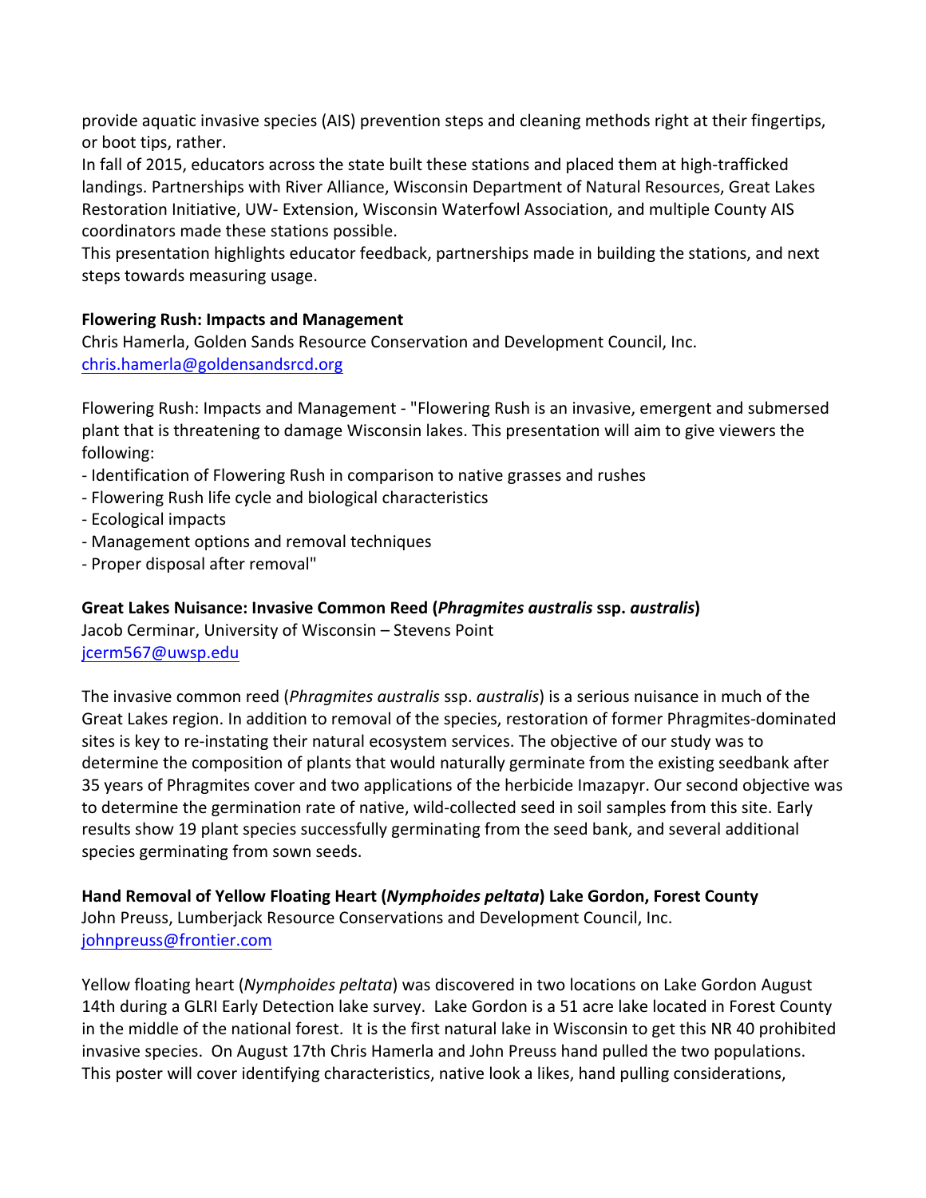provide aquatic invasive species (AIS) prevention steps and cleaning methods right at their fingertips, or boot tips, rather.
In fall of 2015, educators across the state built these stations and placed them at high-trafficked landings. Partnerships with River Alliance, Wisconsin Department of Natural Resources, Great Lakes Restoration Initiative, UW- Extension, Wisconsin Waterfowl Association, and multiple County AIS coordinators made these stations possible.
This presentation highlights educator feedback, partnerships made in building the stations, and next steps towards measuring usage.

**Flowering Rush: Impacts and Management**
Chris Hamerla, Golden Sands Resource Conservation and Development Council, Inc.
chris.hamerla@goldensandsrcd.org

Flowering Rush: Impacts and Management - "Flowering Rush is an invasive, emergent and submersed plant that is threatening to damage Wisconsin lakes. This presentation will aim to give viewers the following:
- Identification of Flowering Rush in comparison to native grasses and rushes
- Flowering Rush life cycle and biological characteristics
- Ecological impacts
- Management options and removal techniques
- Proper disposal after removal"

**Great Lakes Nuisance: Invasive Common Reed (*Phragmites australis* ssp. *australis*)**
Jacob Cerminar, University of Wisconsin – Stevens Point
jcerm567@uwsp.edu

The invasive common reed (*Phragmites australis* ssp. *australis*) is a serious nuisance in much of the Great Lakes region. In addition to removal of the species, restoration of former Phragmites-dominated sites is key to re-instating their natural ecosystem services. The objective of our study was to determine the composition of plants that would naturally germinate from the existing seedbank after 35 years of Phragmites cover and two applications of the herbicide Imazapyr. Our second objective was to determine the germination rate of native, wild-collected seed in soil samples from this site. Early results show 19 plant species successfully germinating from the seed bank, and several additional species germinating from sown seeds.

**Hand Removal of Yellow Floating Heart (*Nymphoides peltata*) Lake Gordon, Forest County**
John Preuss, Lumberjack Resource Conservations and Development Council, Inc.
johnpreuss@frontier.com

Yellow floating heart (*Nymphoides peltata*) was discovered in two locations on Lake Gordon August 14th during a GLRI Early Detection lake survey. Lake Gordon is a 51 acre lake located in Forest County in the middle of the national forest. It is the first natural lake in Wisconsin to get this NR 40 prohibited invasive species. On August 17th Chris Hamerla and John Preuss hand pulled the two populations. This poster will cover identifying characteristics, native look a likes, hand pulling considerations,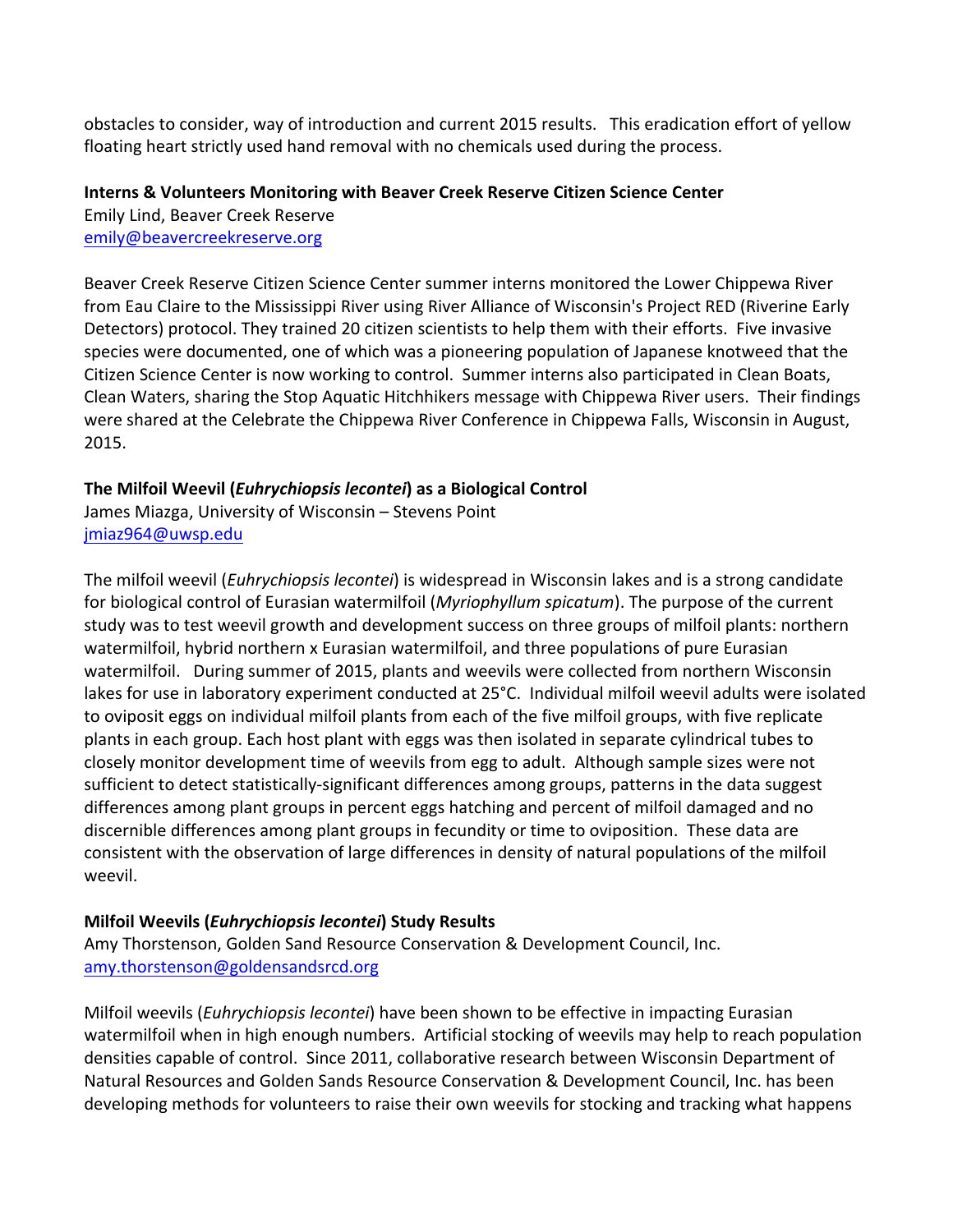obstacles to consider, way of introduction and current 2015 results. This eradication effort of yellow floating heart strictly used hand removal with no chemicals used during the process.

**Interns & Volunteers Monitoring with Beaver Creek Reserve Citizen Science Center**
Emily Lind, Beaver Creek Reserve
emily@beavercreekreserve.org

Beaver Creek Reserve Citizen Science Center summer interns monitored the Lower Chippewa River from Eau Claire to the Mississippi River using River Alliance of Wisconsin's Project RED (Riverine Early Detectors) protocol. They trained 20 citizen scientists to help them with their efforts. Five invasive species were documented, one of which was a pioneering population of Japanese knotweed that the Citizen Science Center is now working to control. Summer interns also participated in Clean Boats, Clean Waters, sharing the Stop Aquatic Hitchhikers message with Chippewa River users. Their findings were shared at the Celebrate the Chippewa River Conference in Chippewa Falls, Wisconsin in August, 2015.

**The Milfoil Weevil (*Euhrychiopsis lecontei*) as a Biological Control**
James Miazga, University of Wisconsin – Stevens Point
jmiaz964@uwsp.edu

The milfoil weevil (*Euhrychiopsis lecontei*) is widespread in Wisconsin lakes and is a strong candidate for biological control of Eurasian watermilfoil (*Myriophyllum spicatum*). The purpose of the current study was to test weevil growth and development success on three groups of milfoil plants: northern watermilfoil, hybrid northern x Eurasian watermilfoil, and three populations of pure Eurasian watermilfoil. During summer of 2015, plants and weevils were collected from northern Wisconsin lakes for use in laboratory experiment conducted at 25°C. Individual milfoil weevil adults were isolated to oviposit eggs on individual milfoil plants from each of the five milfoil groups, with five replicate plants in each group. Each host plant with eggs was then isolated in separate cylindrical tubes to closely monitor development time of weevils from egg to adult. Although sample sizes were not sufficient to detect statistically-significant differences among groups, patterns in the data suggest differences among plant groups in percent eggs hatching and percent of milfoil damaged and no discernible differences among plant groups in fecundity or time to oviposition. These data are consistent with the observation of large differences in density of natural populations of the milfoil weevil.

**Milfoil Weevils (*Euhrychiopsis lecontei*) Study Results**
Amy Thorstenson, Golden Sand Resource Conservation & Development Council, Inc.
amy.thorstenson@goldensandsrcd.org

Milfoil weevils (*Euhrychiopsis lecontei*) have been shown to be effective in impacting Eurasian watermilfoil when in high enough numbers. Artificial stocking of weevils may help to reach population densities capable of control. Since 2011, collaborative research between Wisconsin Department of Natural Resources and Golden Sands Resource Conservation & Development Council, Inc. has been developing methods for volunteers to raise their own weevils for stocking and tracking what happens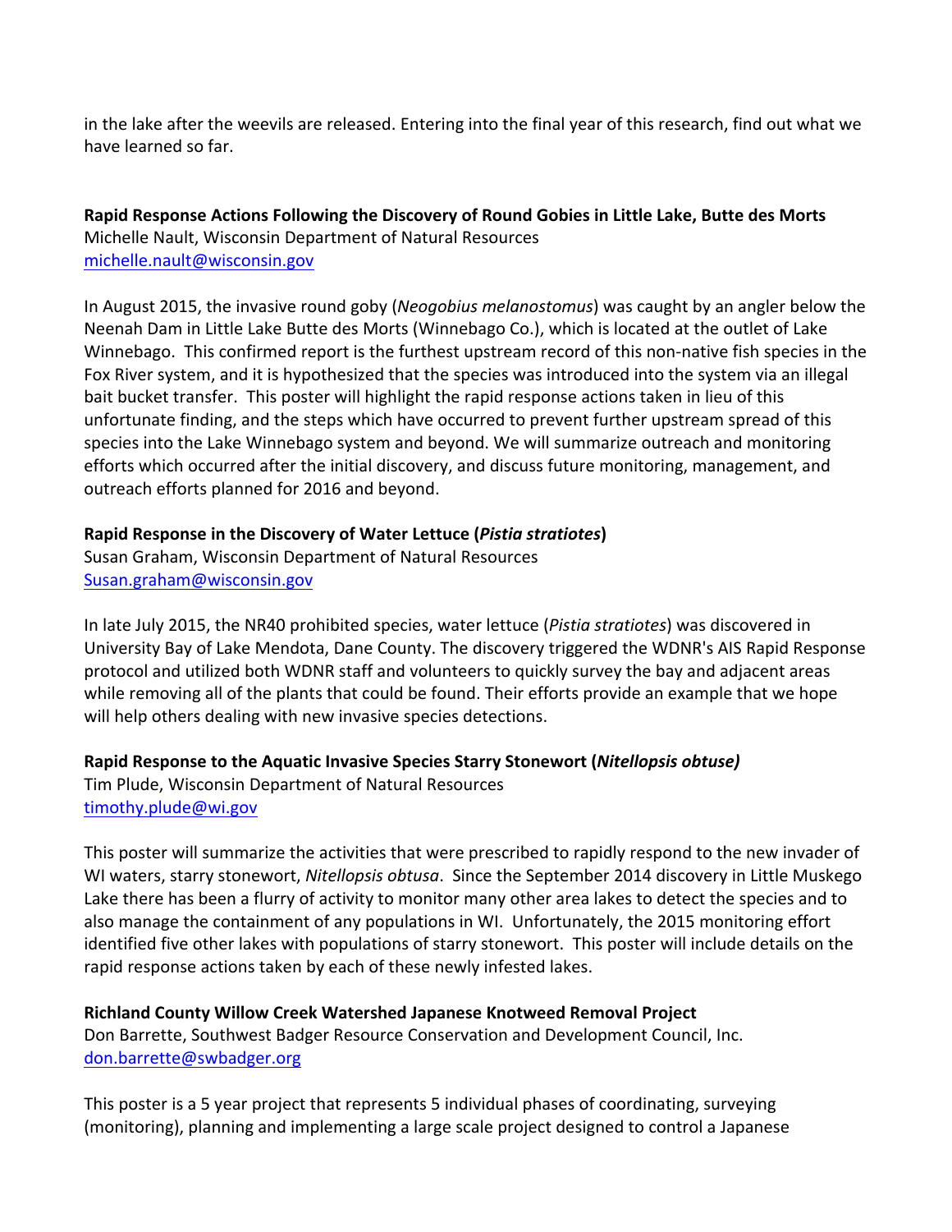in the lake after the weevils are released. Entering into the final year of this research, find out what we have learned so far.

**Rapid Response Actions Following the Discovery of Round Gobies in Little Lake, Butte des Morts**
Michelle Nault, Wisconsin Department of Natural Resources
michelle.nault@wisconsin.gov

In August 2015, the invasive round goby (*Neogobius melanostomus*) was caught by an angler below the Neenah Dam in Little Lake Butte des Morts (Winnebago Co.), which is located at the outlet of Lake Winnebago. This confirmed report is the furthest upstream record of this non-native fish species in the Fox River system, and it is hypothesized that the species was introduced into the system via an illegal bait bucket transfer. This poster will highlight the rapid response actions taken in lieu of this unfortunate finding, and the steps which have occurred to prevent further upstream spread of this species into the Lake Winnebago system and beyond. We will summarize outreach and monitoring efforts which occurred after the initial discovery, and discuss future monitoring, management, and outreach efforts planned for 2016 and beyond.

**Rapid Response in the Discovery of Water Lettuce (*Pistia stratiotes*)**
Susan Graham, Wisconsin Department of Natural Resources
Susan.graham@wisconsin.gov

In late July 2015, the NR40 prohibited species, water lettuce (*Pistia stratiotes*) was discovered in University Bay of Lake Mendota, Dane County. The discovery triggered the WDNR's AIS Rapid Response protocol and utilized both WDNR staff and volunteers to quickly survey the bay and adjacent areas while removing all of the plants that could be found. Their efforts provide an example that we hope will help others dealing with new invasive species detections.

**Rapid Response to the Aquatic Invasive Species Starry Stonewort (*Nitellopsis obtuse)***
Tim Plude, Wisconsin Department of Natural Resources
timothy.plude@wi.gov

This poster will summarize the activities that were prescribed to rapidly respond to the new invader of WI waters, starry stonewort, *Nitellopsis obtusa*. Since the September 2014 discovery in Little Muskego Lake there has been a flurry of activity to monitor many other area lakes to detect the species and to also manage the containment of any populations in WI. Unfortunately, the 2015 monitoring effort identified five other lakes with populations of starry stonewort. This poster will include details on the rapid response actions taken by each of these newly infested lakes.

**Richland County Willow Creek Watershed Japanese Knotweed Removal Project**
Don Barrette, Southwest Badger Resource Conservation and Development Council, Inc.
don.barrette@swbadger.org

This poster is a 5 year project that represents 5 individual phases of coordinating, surveying (monitoring), planning and implementing a large scale project designed to control a Japanese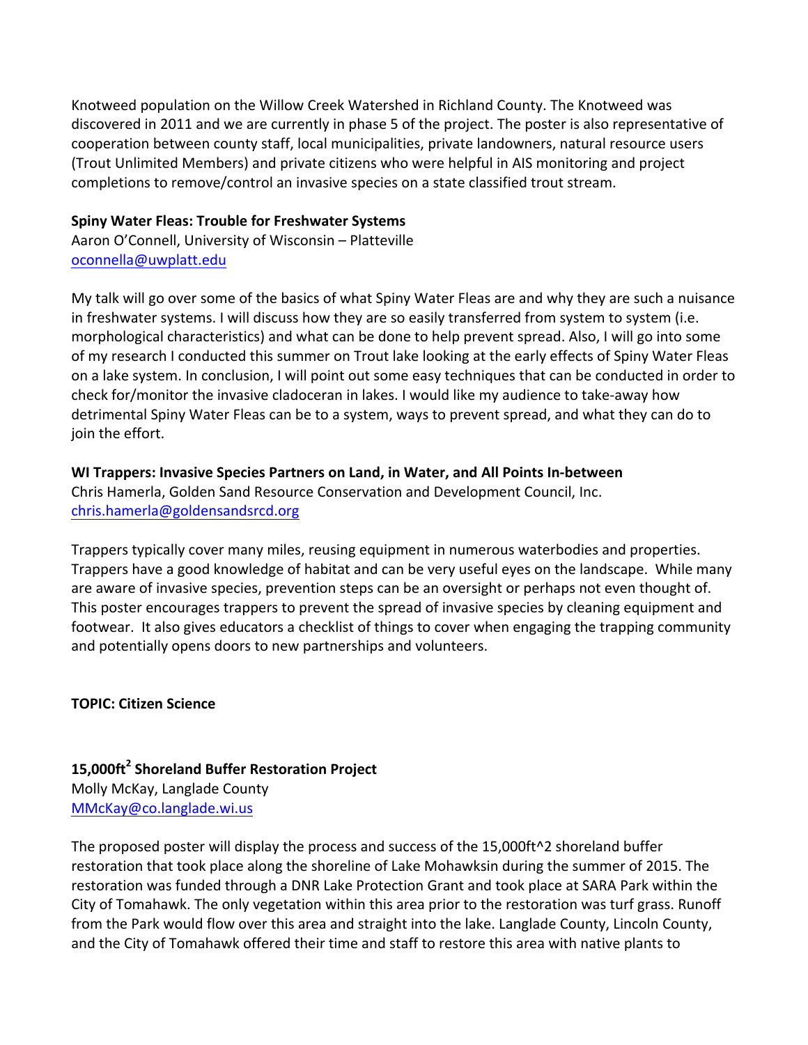Knotweed population on the Willow Creek Watershed in Richland County. The Knotweed was discovered in 2011 and we are currently in phase 5 of the project. The poster is also representative of cooperation between county staff, local municipalities, private landowners, natural resource users (Trout Unlimited Members) and private citizens who were helpful in AIS monitoring and project completions to remove/control an invasive species on a state classified trout stream.

**Spiny Water Fleas: Trouble for Freshwater Systems**
Aaron O'Connell, University of Wisconsin – Platteville
oconnella@uwplatt.edu

My talk will go over some of the basics of what Spiny Water Fleas are and why they are such a nuisance in freshwater systems. I will discuss how they are so easily transferred from system to system (i.e. morphological characteristics) and what can be done to help prevent spread. Also, I will go into some of my research I conducted this summer on Trout lake looking at the early effects of Spiny Water Fleas on a lake system. In conclusion, I will point out some easy techniques that can be conducted in order to check for/monitor the invasive cladoceran in lakes. I would like my audience to take-away how detrimental Spiny Water Fleas can be to a system, ways to prevent spread, and what they can do to join the effort.

**WI Trappers: Invasive Species Partners on Land, in Water, and All Points In-between**
Chris Hamerla, Golden Sand Resource Conservation and Development Council, Inc.
chris.hamerla@goldensandsrcd.org

Trappers typically cover many miles, reusing equipment in numerous waterbodies and properties. Trappers have a good knowledge of habitat and can be very useful eyes on the landscape. While many are aware of invasive species, prevention steps can be an oversight or perhaps not even thought of. This poster encourages trappers to prevent the spread of invasive species by cleaning equipment and footwear. It also gives educators a checklist of things to cover when engaging the trapping community and potentially opens doors to new partnerships and volunteers.

**TOPIC: Citizen Science**

**15,000ft$^2$ Shoreland Buffer Restoration Project**
Molly McKay, Langlade County
MMcKay@co.langlade.wi.us

The proposed poster will display the process and success of the 15,000ft^2 shoreland buffer restoration that took place along the shoreline of Lake Mohawksin during the summer of 2015. The restoration was funded through a DNR Lake Protection Grant and took place at SARA Park within the City of Tomahawk. The only vegetation within this area prior to the restoration was turf grass. Runoff from the Park would flow over this area and straight into the lake. Langlade County, Lincoln County, and the City of Tomahawk offered their time and staff to restore this area with native plants to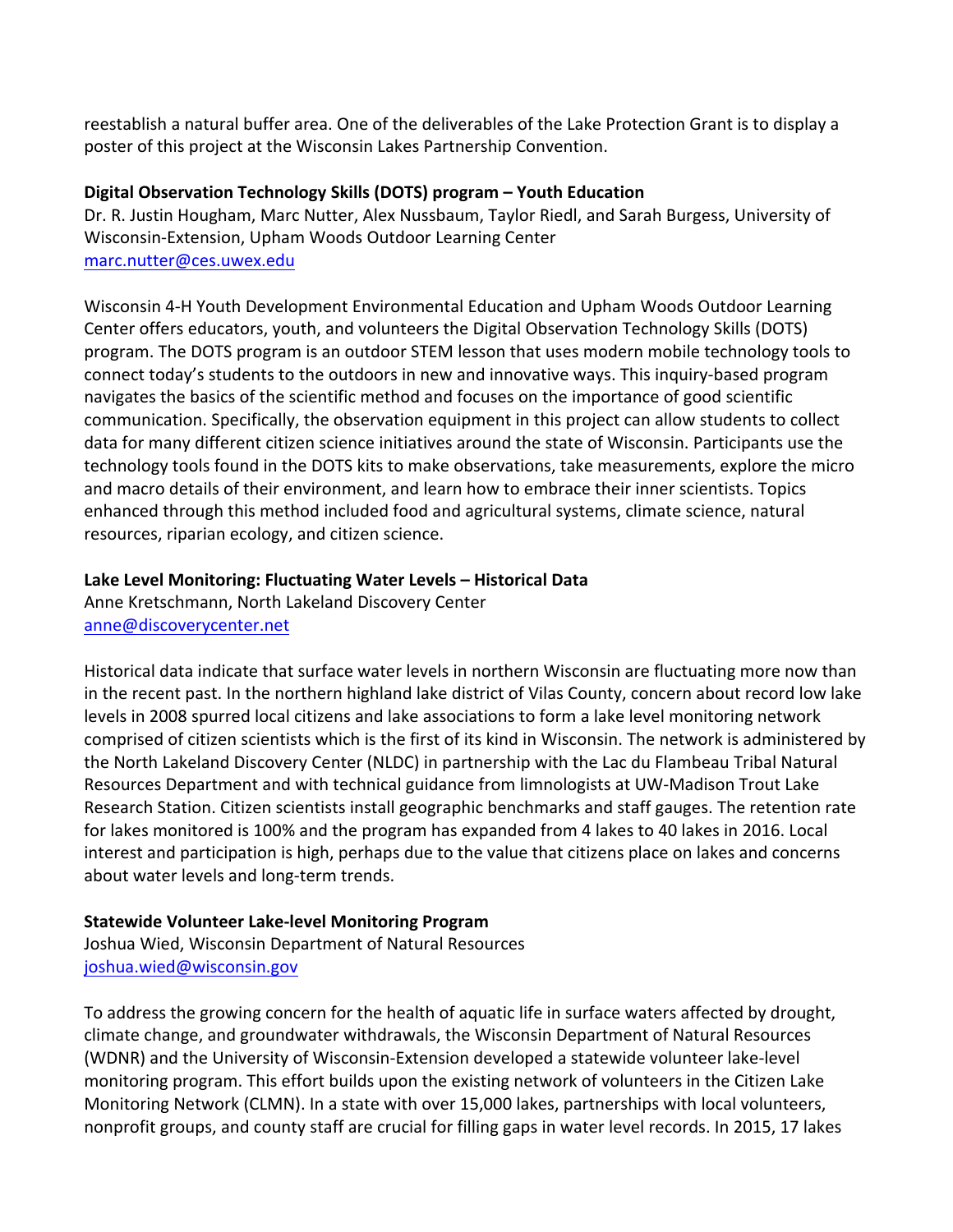reestablish a natural buffer area. One of the deliverables of the Lake Protection Grant is to display a poster of this project at the Wisconsin Lakes Partnership Convention.

**Digital Observation Technology Skills (DOTS) program – Youth Education**
Dr. R. Justin Hougham, Marc Nutter, Alex Nussbaum, Taylor Riedl, and Sarah Burgess, University of Wisconsin-Extension, Upham Woods Outdoor Learning Center
marc.nutter@ces.uwex.edu

Wisconsin 4-H Youth Development Environmental Education and Upham Woods Outdoor Learning Center offers educators, youth, and volunteers the Digital Observation Technology Skills (DOTS) program. The DOTS program is an outdoor STEM lesson that uses modern mobile technology tools to connect today's students to the outdoors in new and innovative ways. This inquiry-based program navigates the basics of the scientific method and focuses on the importance of good scientific communication. Specifically, the observation equipment in this project can allow students to collect data for many different citizen science initiatives around the state of Wisconsin. Participants use the technology tools found in the DOTS kits to make observations, take measurements, explore the micro and macro details of their environment, and learn how to embrace their inner scientists. Topics enhanced through this method included food and agricultural systems, climate science, natural resources, riparian ecology, and citizen science.

**Lake Level Monitoring: Fluctuating Water Levels – Historical Data**
Anne Kretschmann, North Lakeland Discovery Center
anne@discoverycenter.net

Historical data indicate that surface water levels in northern Wisconsin are fluctuating more now than in the recent past. In the northern highland lake district of Vilas County, concern about record low lake levels in 2008 spurred local citizens and lake associations to form a lake level monitoring network comprised of citizen scientists which is the first of its kind in Wisconsin. The network is administered by the North Lakeland Discovery Center (NLDC) in partnership with the Lac du Flambeau Tribal Natural Resources Department and with technical guidance from limnologists at UW-Madison Trout Lake Research Station. Citizen scientists install geographic benchmarks and staff gauges. The retention rate for lakes monitored is 100% and the program has expanded from 4 lakes to 40 lakes in 2016. Local interest and participation is high, perhaps due to the value that citizens place on lakes and concerns about water levels and long-term trends.

**Statewide Volunteer Lake-level Monitoring Program**
Joshua Wied, Wisconsin Department of Natural Resources
joshua.wied@wisconsin.gov

To address the growing concern for the health of aquatic life in surface waters affected by drought, climate change, and groundwater withdrawals, the Wisconsin Department of Natural Resources (WDNR) and the University of Wisconsin-Extension developed a statewide volunteer lake-level monitoring program. This effort builds upon the existing network of volunteers in the Citizen Lake Monitoring Network (CLMN). In a state with over 15,000 lakes, partnerships with local volunteers, nonprofit groups, and county staff are crucial for filling gaps in water level records. In 2015, 17 lakes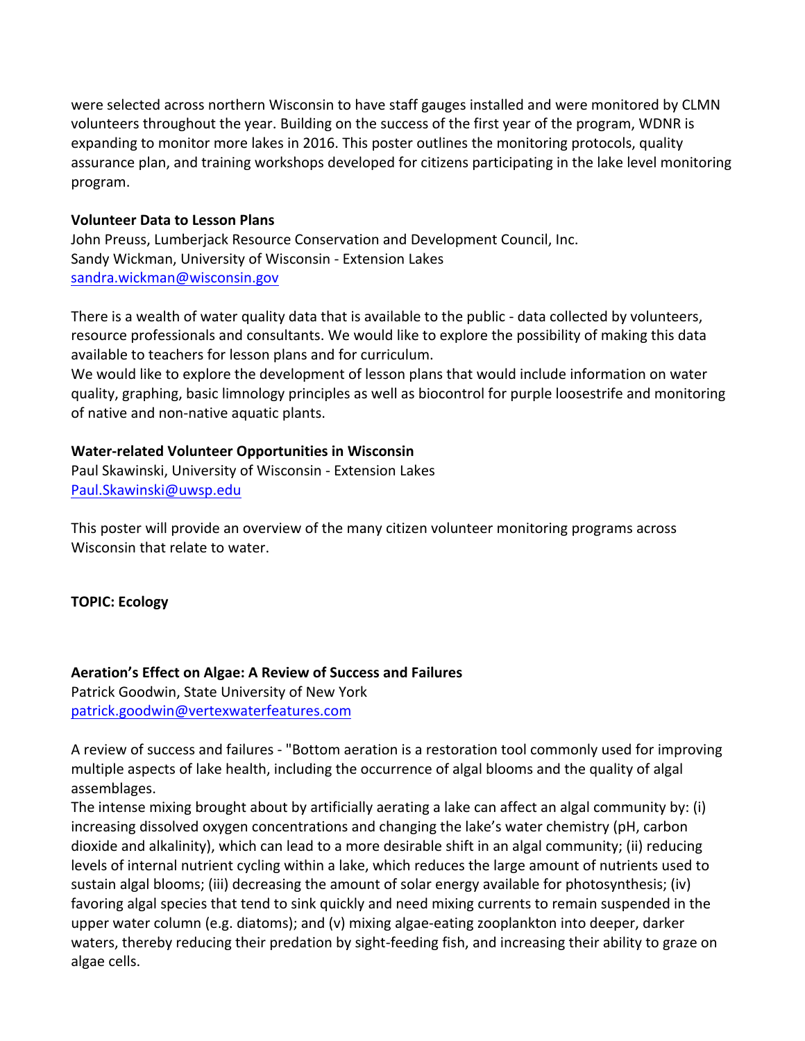were selected across northern Wisconsin to have staff gauges installed and were monitored by CLMN volunteers throughout the year. Building on the success of the first year of the program, WDNR is expanding to monitor more lakes in 2016. This poster outlines the monitoring protocols, quality assurance plan, and training workshops developed for citizens participating in the lake level monitoring program.

**Volunteer Data to Lesson Plans**
John Preuss, Lumberjack Resource Conservation and Development Council, Inc.
Sandy Wickman, University of Wisconsin - Extension Lakes
sandra.wickman@wisconsin.gov

There is a wealth of water quality data that is available to the public - data collected by volunteers, resource professionals and consultants. We would like to explore the possibility of making this data available to teachers for lesson plans and for curriculum.
We would like to explore the development of lesson plans that would include information on water quality, graphing, basic limnology principles as well as biocontrol for purple loosestrife and monitoring of native and non-native aquatic plants.

**Water-related Volunteer Opportunities in Wisconsin**
Paul Skawinski, University of Wisconsin - Extension Lakes
Paul.Skawinski@uwsp.edu

This poster will provide an overview of the many citizen volunteer monitoring programs across Wisconsin that relate to water.

**TOPIC: Ecology**

**Aeration's Effect on Algae: A Review of Success and Failures**
Patrick Goodwin, State University of New York
patrick.goodwin@vertexwaterfeatures.com

A review of success and failures - "Bottom aeration is a restoration tool commonly used for improving multiple aspects of lake health, including the occurrence of algal blooms and the quality of algal assemblages.
The intense mixing brought about by artificially aerating a lake can affect an algal community by: (i) increasing dissolved oxygen concentrations and changing the lake's water chemistry (pH, carbon dioxide and alkalinity), which can lead to a more desirable shift in an algal community; (ii) reducing levels of internal nutrient cycling within a lake, which reduces the large amount of nutrients used to sustain algal blooms; (iii) decreasing the amount of solar energy available for photosynthesis; (iv) favoring algal species that tend to sink quickly and need mixing currents to remain suspended in the upper water column (e.g. diatoms); and (v) mixing algae-eating zooplankton into deeper, darker waters, thereby reducing their predation by sight-feeding fish, and increasing their ability to graze on algae cells.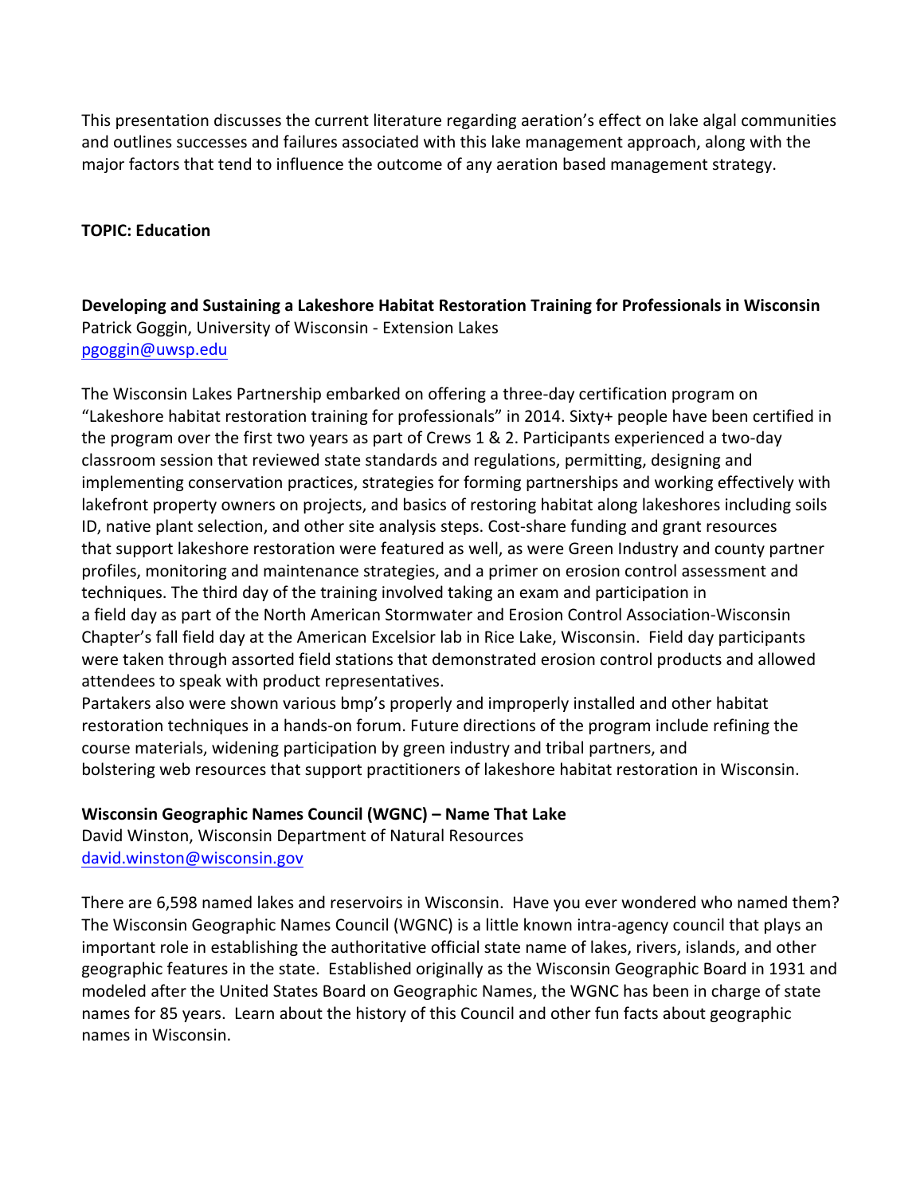This presentation discusses the current literature regarding aeration's effect on lake algal communities and outlines successes and failures associated with this lake management approach, along with the major factors that tend to influence the outcome of any aeration based management strategy.

**TOPIC: Education**

**Developing and Sustaining a Lakeshore Habitat Restoration Training for Professionals in Wisconsin**
Patrick Goggin, University of Wisconsin - Extension Lakes
pgoggin@uwsp.edu

The Wisconsin Lakes Partnership embarked on offering a three-day certification program on "Lakeshore habitat restoration training for professionals" in 2014. Sixty+ people have been certified in the program over the first two years as part of Crews 1 & 2. Participants experienced a two-day classroom session that reviewed state standards and regulations, permitting, designing and implementing conservation practices, strategies for forming partnerships and working effectively with lakefront property owners on projects, and basics of restoring habitat along lakeshores including soils ID, native plant selection, and other site analysis steps. Cost-share funding and grant resources that support lakeshore restoration were featured as well, as were Green Industry and county partner profiles, monitoring and maintenance strategies, and a primer on erosion control assessment and techniques. The third day of the training involved taking an exam and participation in a field day as part of the North American Stormwater and Erosion Control Association-Wisconsin Chapter's fall field day at the American Excelsior lab in Rice Lake, Wisconsin. Field day participants were taken through assorted field stations that demonstrated erosion control products and allowed attendees to speak with product representatives.
Partakers also were shown various bmp's properly and improperly installed and other habitat restoration techniques in a hands-on forum. Future directions of the program include refining the course materials, widening participation by green industry and tribal partners, and bolstering web resources that support practitioners of lakeshore habitat restoration in Wisconsin.

**Wisconsin Geographic Names Council (WGNC) – Name That Lake**
David Winston, Wisconsin Department of Natural Resources
david.winston@wisconsin.gov

There are 6,598 named lakes and reservoirs in Wisconsin. Have you ever wondered who named them? The Wisconsin Geographic Names Council (WGNC) is a little known intra-agency council that plays an important role in establishing the authoritative official state name of lakes, rivers, islands, and other geographic features in the state. Established originally as the Wisconsin Geographic Board in 1931 and modeled after the United States Board on Geographic Names, the WGNC has been in charge of state names for 85 years. Learn about the history of this Council and other fun facts about geographic names in Wisconsin.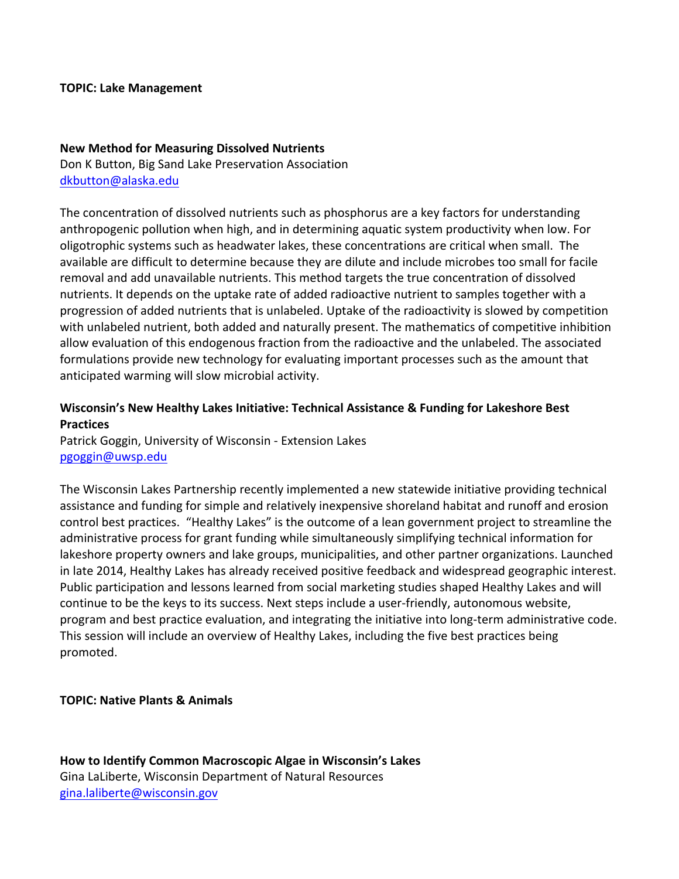**TOPIC: Lake Management**

**New Method for Measuring Dissolved Nutrients**
Don K Button, Big Sand Lake Preservation Association
dkbutton@alaska.edu

The concentration of dissolved nutrients such as phosphorus are a key factors for understanding anthropogenic pollution when high, and in determining aquatic system productivity when low. For oligotrophic systems such as headwater lakes, these concentrations are critical when small. The available are difficult to determine because they are dilute and include microbes too small for facile removal and add unavailable nutrients. This method targets the true concentration of dissolved nutrients. It depends on the uptake rate of added radioactive nutrient to samples together with a progression of added nutrients that is unlabeled. Uptake of the radioactivity is slowed by competition with unlabeled nutrient, both added and naturally present. The mathematics of competitive inhibition allow evaluation of this endogenous fraction from the radioactive and the unlabeled. The associated formulations provide new technology for evaluating important processes such as the amount that anticipated warming will slow microbial activity.

**Wisconsin's New Healthy Lakes Initiative: Technical Assistance & Funding for Lakeshore Best Practices**
Patrick Goggin, University of Wisconsin - Extension Lakes
pgoggin@uwsp.edu

The Wisconsin Lakes Partnership recently implemented a new statewide initiative providing technical assistance and funding for simple and relatively inexpensive shoreland habitat and runoff and erosion control best practices. "Healthy Lakes" is the outcome of a lean government project to streamline the administrative process for grant funding while simultaneously simplifying technical information for lakeshore property owners and lake groups, municipalities, and other partner organizations. Launched in late 2014, Healthy Lakes has already received positive feedback and widespread geographic interest. Public participation and lessons learned from social marketing studies shaped Healthy Lakes and will continue to be the keys to its success. Next steps include a user-friendly, autonomous website, program and best practice evaluation, and integrating the initiative into long-term administrative code. This session will include an overview of Healthy Lakes, including the five best practices being promoted.

**TOPIC: Native Plants & Animals**

**How to Identify Common Macroscopic Algae in Wisconsin's Lakes**
Gina LaLiberte, Wisconsin Department of Natural Resources
gina.laliberte@wisconsin.gov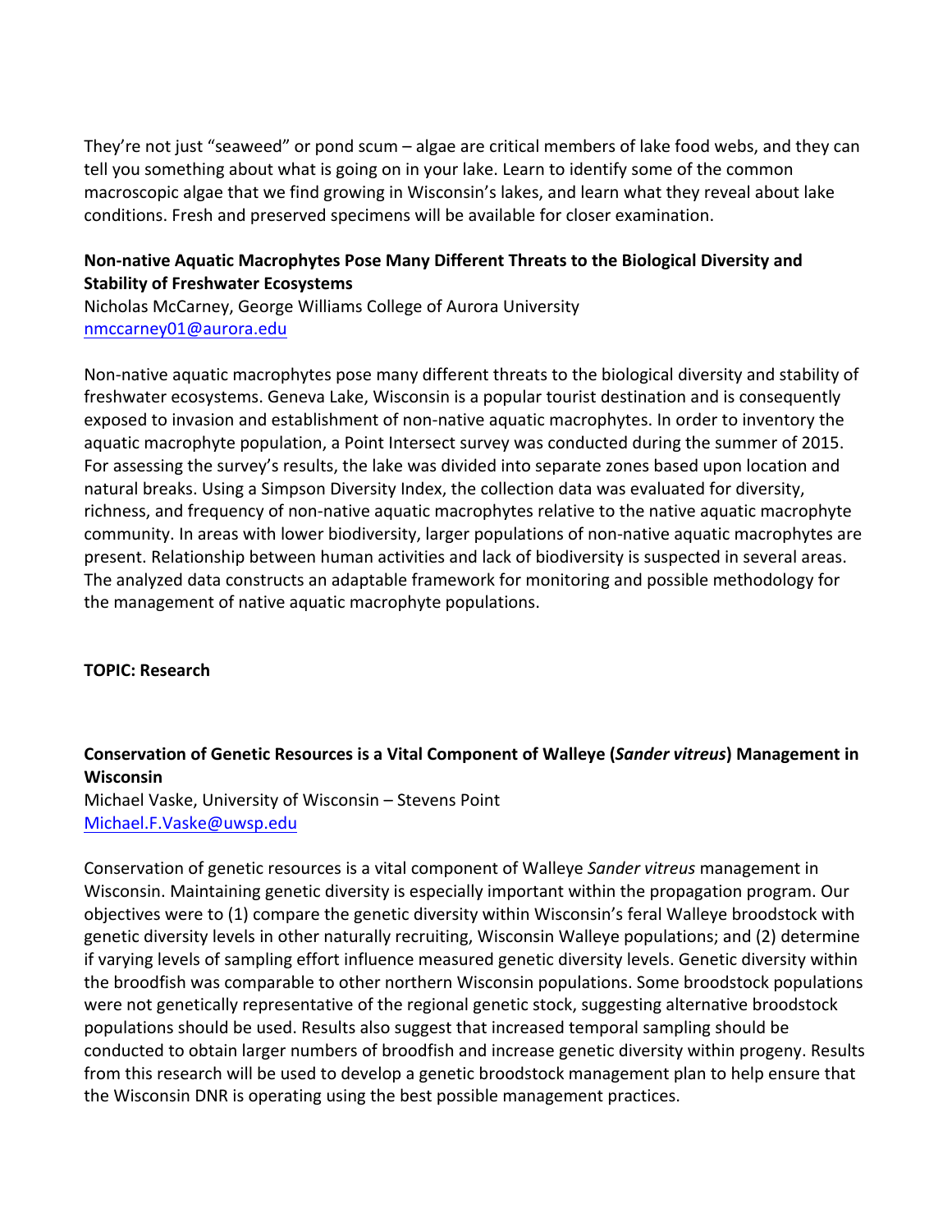They're not just "seaweed" or pond scum – algae are critical members of lake food webs, and they can tell you something about what is going on in your lake. Learn to identify some of the common macroscopic algae that we find growing in Wisconsin's lakes, and learn what they reveal about lake conditions. Fresh and preserved specimens will be available for closer examination.

**Non-native Aquatic Macrophytes Pose Many Different Threats to the Biological Diversity and Stability of Freshwater Ecosystems**
Nicholas McCarney, George Williams College of Aurora University
nmccarney01@aurora.edu

Non-native aquatic macrophytes pose many different threats to the biological diversity and stability of freshwater ecosystems. Geneva Lake, Wisconsin is a popular tourist destination and is consequently exposed to invasion and establishment of non-native aquatic macrophytes. In order to inventory the aquatic macrophyte population, a Point Intersect survey was conducted during the summer of 2015. For assessing the survey's results, the lake was divided into separate zones based upon location and natural breaks. Using a Simpson Diversity Index, the collection data was evaluated for diversity, richness, and frequency of non-native aquatic macrophytes relative to the native aquatic macrophyte community. In areas with lower biodiversity, larger populations of non-native aquatic macrophytes are present. Relationship between human activities and lack of biodiversity is suspected in several areas. The analyzed data constructs an adaptable framework for monitoring and possible methodology for the management of native aquatic macrophyte populations.

**TOPIC: Research**

**Conservation of Genetic Resources is a Vital Component of Walleye (*Sander vitreus*) Management in Wisconsin**
Michael Vaske, University of Wisconsin – Stevens Point
Michael.F.Vaske@uwsp.edu

Conservation of genetic resources is a vital component of Walleye *Sander vitreus* management in Wisconsin. Maintaining genetic diversity is especially important within the propagation program. Our objectives were to (1) compare the genetic diversity within Wisconsin's feral Walleye broodstock with genetic diversity levels in other naturally recruiting, Wisconsin Walleye populations; and (2) determine if varying levels of sampling effort influence measured genetic diversity levels. Genetic diversity within the broodfish was comparable to other northern Wisconsin populations. Some broodstock populations were not genetically representative of the regional genetic stock, suggesting alternative broodstock populations should be used. Results also suggest that increased temporal sampling should be conducted to obtain larger numbers of broodfish and increase genetic diversity within progeny. Results from this research will be used to develop a genetic broodstock management plan to help ensure that the Wisconsin DNR is operating using the best possible management practices.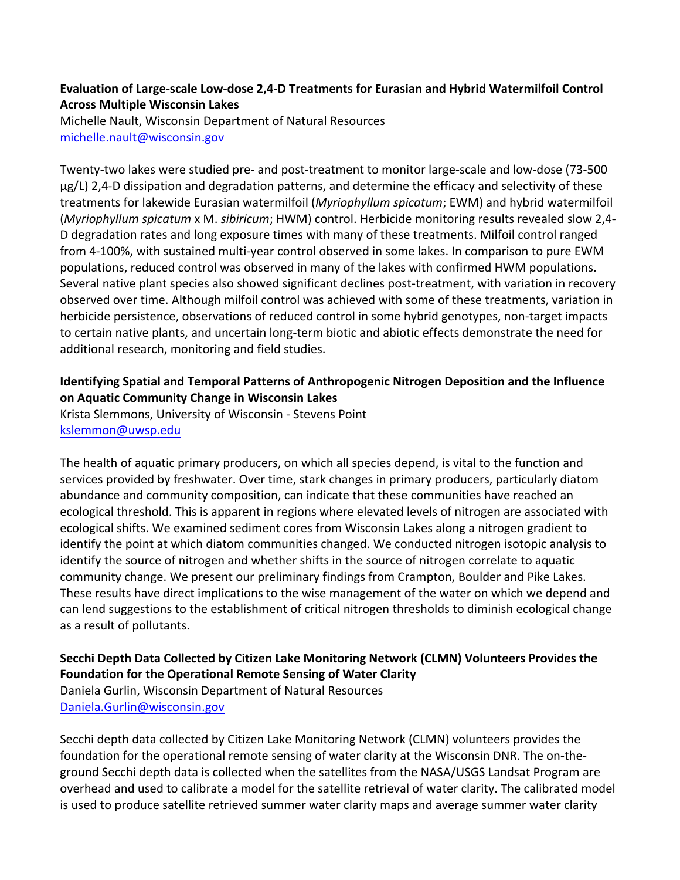**Evaluation of Large-scale Low-dose 2,4-D Treatments for Eurasian and Hybrid Watermilfoil Control Across Multiple Wisconsin Lakes**

Michelle Nault, Wisconsin Department of Natural Resources
michelle.nault@wisconsin.gov

Twenty-two lakes were studied pre- and post-treatment to monitor large-scale and low-dose (73-500 µg/L) 2,4-D dissipation and degradation patterns, and determine the efficacy and selectivity of these treatments for lakewide Eurasian watermilfoil (*Myriophyllum spicatum*; EWM) and hybrid watermilfoil (*Myriophyllum spicatum* x M. *sibiricum*; HWM) control. Herbicide monitoring results revealed slow 2,4-D degradation rates and long exposure times with many of these treatments. Milfoil control ranged from 4-100%, with sustained multi-year control observed in some lakes. In comparison to pure EWM populations, reduced control was observed in many of the lakes with confirmed HWM populations. Several native plant species also showed significant declines post-treatment, with variation in recovery observed over time. Although milfoil control was achieved with some of these treatments, variation in herbicide persistence, observations of reduced control in some hybrid genotypes, non-target impacts to certain native plants, and uncertain long-term biotic and abiotic effects demonstrate the need for additional research, monitoring and field studies.

**Identifying Spatial and Temporal Patterns of Anthropogenic Nitrogen Deposition and the Influence on Aquatic Community Change in Wisconsin Lakes**

Krista Slemmons, University of Wisconsin - Stevens Point
kslemmon@uwsp.edu

The health of aquatic primary producers, on which all species depend, is vital to the function and services provided by freshwater. Over time, stark changes in primary producers, particularly diatom abundance and community composition, can indicate that these communities have reached an ecological threshold. This is apparent in regions where elevated levels of nitrogen are associated with ecological shifts. We examined sediment cores from Wisconsin Lakes along a nitrogen gradient to identify the point at which diatom communities changed. We conducted nitrogen isotopic analysis to identify the source of nitrogen and whether shifts in the source of nitrogen correlate to aquatic community change. We present our preliminary findings from Crampton, Boulder and Pike Lakes. These results have direct implications to the wise management of the water on which we depend and can lend suggestions to the establishment of critical nitrogen thresholds to diminish ecological change as a result of pollutants.

**Secchi Depth Data Collected by Citizen Lake Monitoring Network (CLMN) Volunteers Provides the Foundation for the Operational Remote Sensing of Water Clarity**

Daniela Gurlin, Wisconsin Department of Natural Resources
Daniela.Gurlin@wisconsin.gov

Secchi depth data collected by Citizen Lake Monitoring Network (CLMN) volunteers provides the foundation for the operational remote sensing of water clarity at the Wisconsin DNR. The on-the-ground Secchi depth data is collected when the satellites from the NASA/USGS Landsat Program are overhead and used to calibrate a model for the satellite retrieval of water clarity. The calibrated model is used to produce satellite retrieved summer water clarity maps and average summer water clarity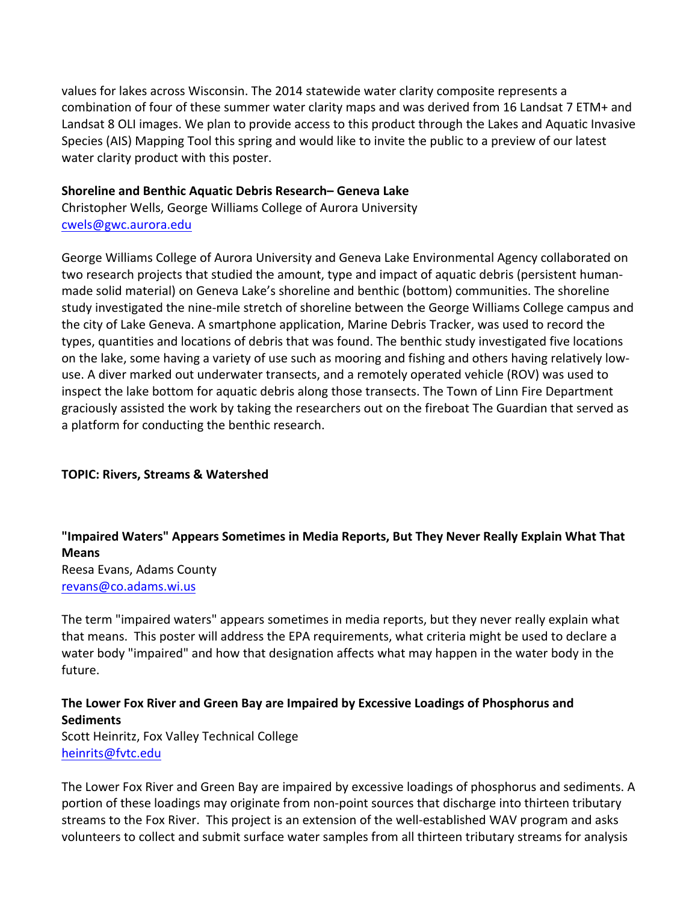values for lakes across Wisconsin. The 2014 statewide water clarity composite represents a combination of four of these summer water clarity maps and was derived from 16 Landsat 7 ETM+ and Landsat 8 OLI images. We plan to provide access to this product through the Lakes and Aquatic Invasive Species (AIS) Mapping Tool this spring and would like to invite the public to a preview of our latest water clarity product with this poster.

**Shoreline and Benthic Aquatic Debris Research– Geneva Lake**
Christopher Wells, George Williams College of Aurora University
cwels@gwc.aurora.edu

George Williams College of Aurora University and Geneva Lake Environmental Agency collaborated on two research projects that studied the amount, type and impact of aquatic debris (persistent human-made solid material) on Geneva Lake's shoreline and benthic (bottom) communities. The shoreline study investigated the nine-mile stretch of shoreline between the George Williams College campus and the city of Lake Geneva. A smartphone application, Marine Debris Tracker, was used to record the types, quantities and locations of debris that was found. The benthic study investigated five locations on the lake, some having a variety of use such as mooring and fishing and others having relatively low-use. A diver marked out underwater transects, and a remotely operated vehicle (ROV) was used to inspect the lake bottom for aquatic debris along those transects. The Town of Linn Fire Department graciously assisted the work by taking the researchers out on the fireboat The Guardian that served as a platform for conducting the benthic research.

**TOPIC: Rivers, Streams & Watershed**

**"Impaired Waters" Appears Sometimes in Media Reports, But They Never Really Explain What That Means**
Reesa Evans, Adams County
revans@co.adams.wi.us

The term "impaired waters" appears sometimes in media reports, but they never really explain what that means. This poster will address the EPA requirements, what criteria might be used to declare a water body "impaired" and how that designation affects what may happen in the water body in the future.

**The Lower Fox River and Green Bay are Impaired by Excessive Loadings of Phosphorus and Sediments**
Scott Heinritz, Fox Valley Technical College
heinrits@fvtc.edu

The Lower Fox River and Green Bay are impaired by excessive loadings of phosphorus and sediments. A portion of these loadings may originate from non-point sources that discharge into thirteen tributary streams to the Fox River. This project is an extension of the well-established WAV program and asks volunteers to collect and submit surface water samples from all thirteen tributary streams for analysis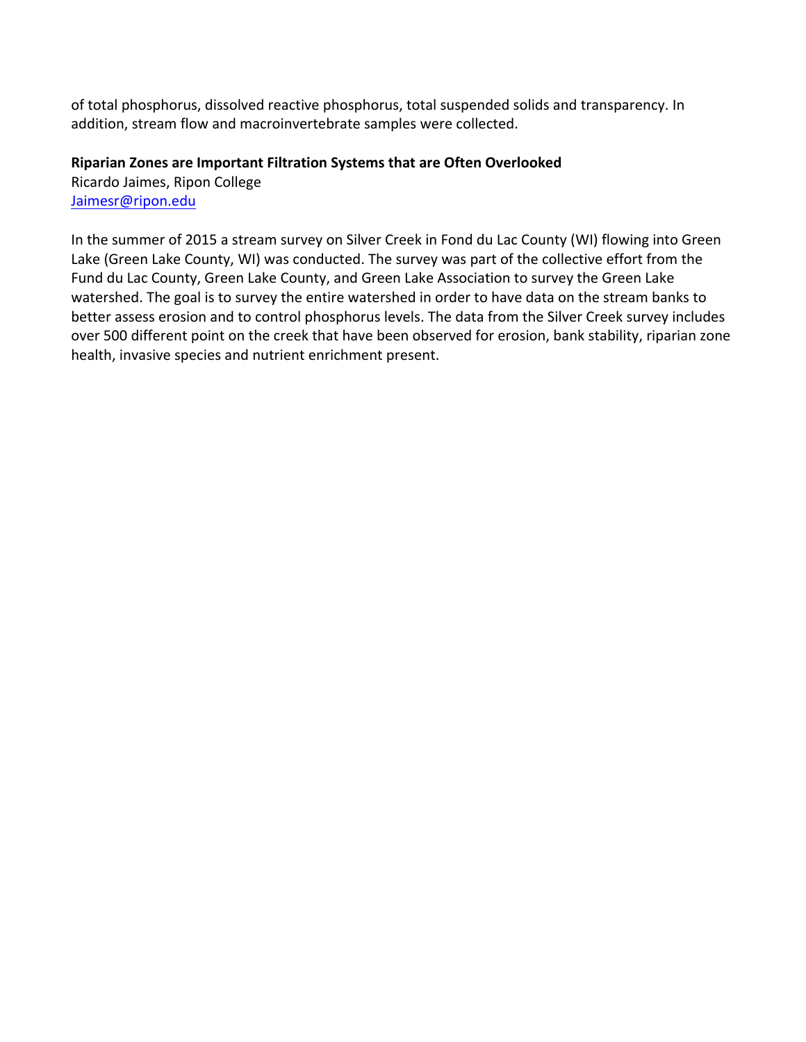of total phosphorus, dissolved reactive phosphorus, total suspended solids and transparency. In addition, stream flow and macroinvertebrate samples were collected.

**Riparian Zones are Important Filtration Systems that are Often Overlooked**

Ricardo Jaimes, Ripon College
Jaimesr@ripon.edu

In the summer of 2015 a stream survey on Silver Creek in Fond du Lac County (WI) flowing into Green Lake (Green Lake County, WI) was conducted. The survey was part of the collective effort from the Fund du Lac County, Green Lake County, and Green Lake Association to survey the Green Lake watershed. The goal is to survey the entire watershed in order to have data on the stream banks to better assess erosion and to control phosphorus levels. The data from the Silver Creek survey includes over 500 different point on the creek that have been observed for erosion, bank stability, riparian zone health, invasive species and nutrient enrichment present.